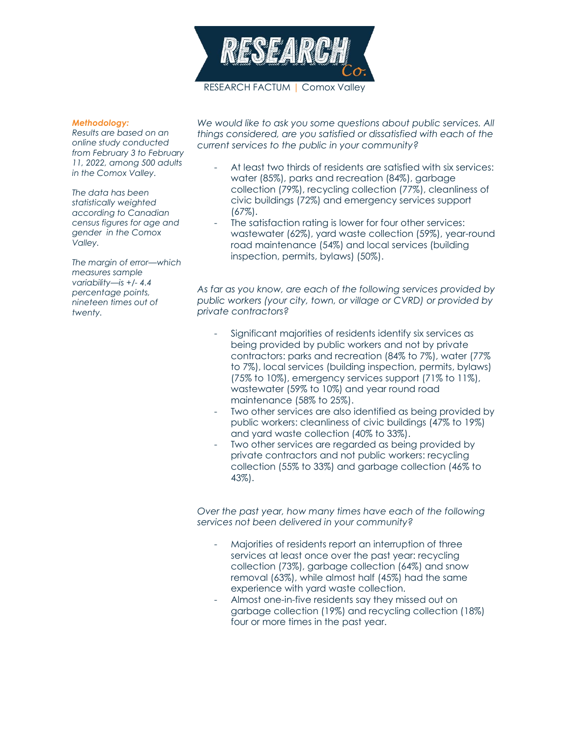RESEARCH FACTUM | Comox Valley

***Methodology:***

*Results are based on an online study conducted from February 3 to February 11, 2022, among 500 adults in the Comox Valley.*

*The data has been statistically weighted according to Canadian census figures for age and gender in the Comox Valley.*

*The margin of error—which measures sample variability—is +/- 4.4 percentage points, nineteen times out of twenty.*

*We would like to ask you some questions about public services. All things considered, are you satisfied or dissatisfied with each of the current services to the public in your community?*

- At least two thirds of residents are satisfied with six services: water (85%), parks and recreation (84%), garbage collection (79%), recycling collection (77%), cleanliness of civic buildings (72%) and emergency services support (67%).
- The satisfaction rating is lower for four other services: wastewater (62%), yard waste collection (59%), year-round road maintenance (54%) and local services (building inspection, permits, bylaws) (50%).

*As far as you know, are each of the following services provided by public workers (your city, town, or village or CVRD) or provided by private contractors?*

- Significant majorities of residents identify six services as being provided by public workers and not by private contractors: parks and recreation (84% to 7%), water (77% to 7%), local services (building inspection, permits, bylaws) (75% to 10%), emergency services support (71% to 11%), wastewater (59% to 10%) and year round road maintenance (58% to 25%).
- Two other services are also identified as being provided by public workers: cleanliness of civic buildings (47% to 19%) and yard waste collection (40% to 33%).
- Two other services are regarded as being provided by private contractors and not public workers: recycling collection (55% to 33%) and garbage collection (46% to 43%).

*Over the past year, how many times have each of the following services not been delivered in your community?*

- Majorities of residents report an interruption of three services at least once over the past year: recycling collection (73%), garbage collection (64%) and snow removal (63%), while almost half (45%) had the same experience with yard waste collection.
- Almost one-in-five residents say they missed out on garbage collection (19%) and recycling collection (18%) four or more times in the past year.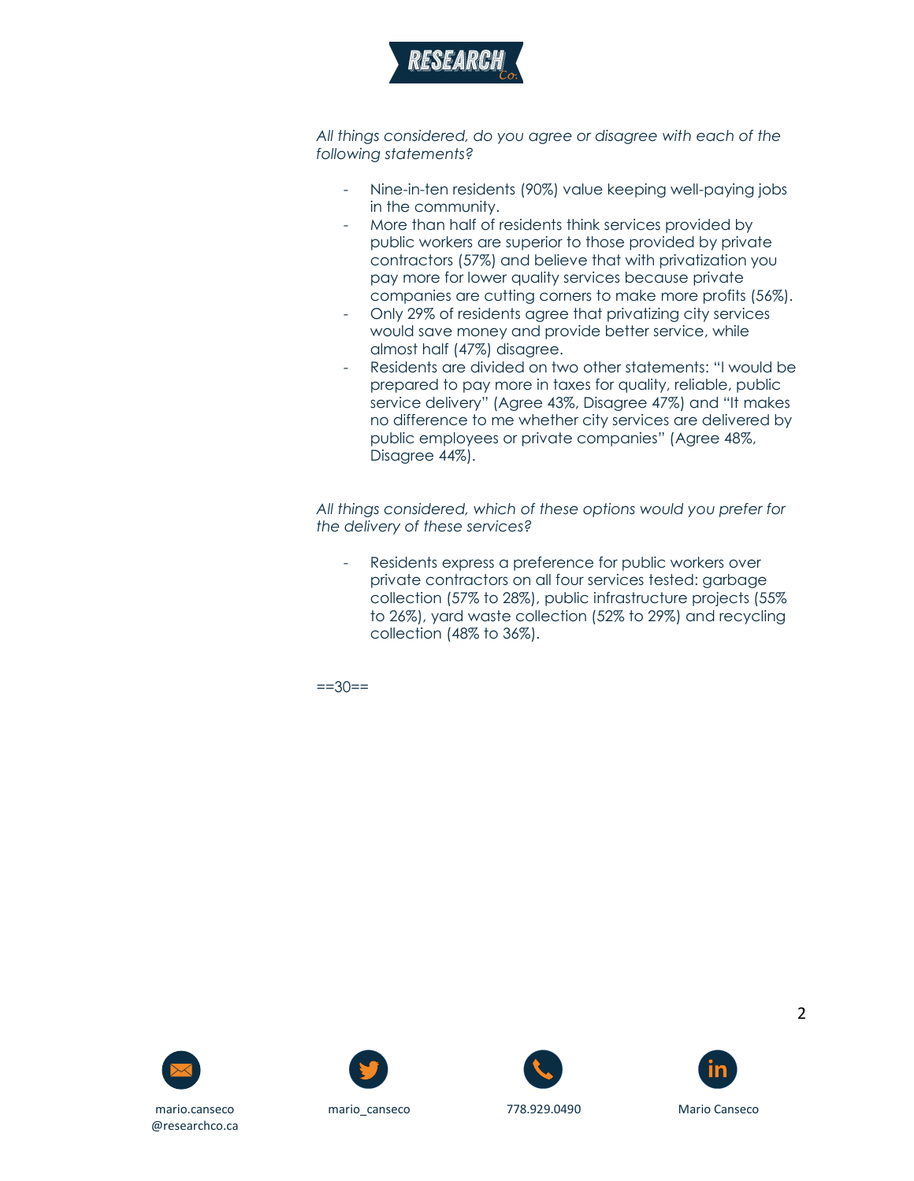*All things considered, do you agree or disagree with each of the following statements?*

- Nine-in-ten residents (90%) value keeping well-paying jobs in the community.
- More than half of residents think services provided by public workers are superior to those provided by private contractors (57%) and believe that with privatization you pay more for lower quality services because private companies are cutting corners to make more profits (56%).
- Only 29% of residents agree that privatizing city services would save money and provide better service, while almost half (47%) disagree.
- Residents are divided on two other statements: "I would be prepared to pay more in taxes for quality, reliable, public service delivery" (Agree 43%, Disagree 47%) and "It makes no difference to me whether city services are delivered by public employees or private companies" (Agree 48%, Disagree 44%).

*All things considered, which of these options would you prefer for the delivery of these services?*

- Residents express a preference for public workers over private contractors on all four services tested: garbage collection (57% to 28%), public infrastructure projects (55% to 26%), yard waste collection (52% to 29%) and recycling collection (48% to 36%).

==30==

mario.canseco@researchco.ca

mario_canseco

778.929.0490

Mario Canseco